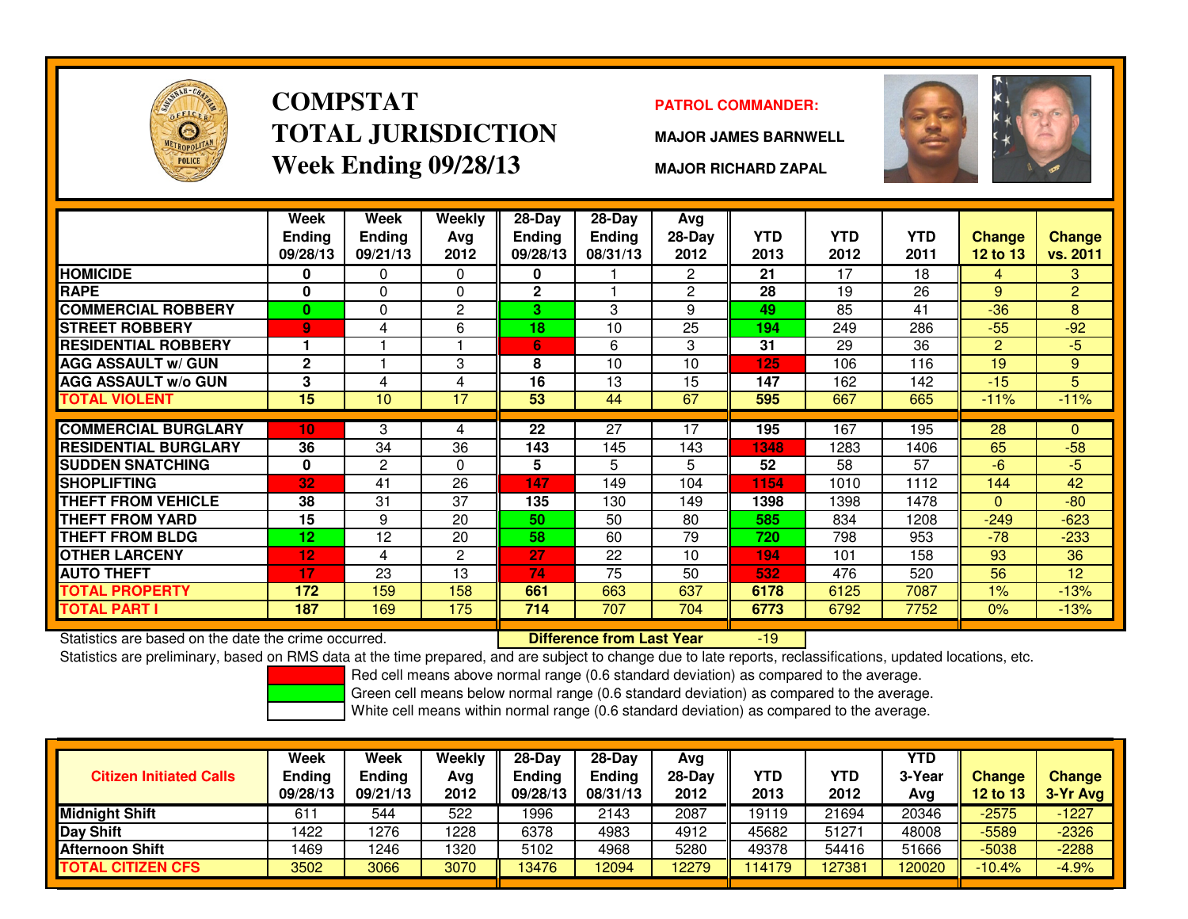# COMPSTAT
# TOTAL JURISDICTION
# Week Ending 09/28/13

**PATROL COMMANDER:**

**MAJOR JAMES BARNWELL**

**MAJOR RICHARD ZAPAL**

| | Week Ending 09/28/13 | Week Ending 09/21/13 | Weekly Avg 2012 | 28-Day Ending 09/28/13 | 28-Day Ending 08/31/13 | Avg 28-Day 2012 | YTD 2013 | YTD 2012 | YTD 2011 | Change 12 to 13 | Change vs. 2011 |
|---|---|---|---|---|---|---|---|---|---|---|---|
| HOMICIDE | 0 | 0 | 0 | 0 | 1 | 2 | 21 | 17 | 18 | 4 | 3 |
| RAPE | 0 | 0 | 0 | 2 | 1 | 2 | 28 | 19 | 26 | 9 | 2 |
| COMMERCIAL ROBBERY | 0 | 0 | 2 | 3 | 3 | 9 | 49 | 85 | 41 | -36 | 8 |
| STREET ROBBERY | 9 | 4 | 6 | 18 | 10 | 25 | 194 | 249 | 286 | -55 | -92 |
| RESIDENTIAL ROBBERY | 1 | 1 | 1 | 6 | 6 | 3 | 31 | 29 | 36 | 2 | -5 |
| AGG ASSAULT w/ GUN | 2 | 1 | 3 | 8 | 10 | 10 | 125 | 106 | 116 | 19 | 9 |
| AGG ASSAULT w/o GUN | 3 | 4 | 4 | 16 | 13 | 15 | 147 | 162 | 142 | -15 | 5 |
| TOTAL VIOLENT | 15 | 10 | 17 | 53 | 44 | 67 | 595 | 667 | 665 | -11% | -11% |
| COMMERCIAL BURGLARY | 10 | 3 | 4 | 22 | 27 | 17 | 195 | 167 | 195 | 28 | 0 |
| RESIDENTIAL BURGLARY | 36 | 34 | 36 | 143 | 145 | 143 | 1348 | 1283 | 1406 | 65 | -58 |
| SUDDEN SNATCHING | 0 | 2 | 0 | 5 | 5 | 5 | 52 | 58 | 57 | -6 | -5 |
| SHOPLIFTING | 32 | 41 | 26 | 147 | 149 | 104 | 1154 | 1010 | 1112 | 144 | 42 |
| THEFT FROM VEHICLE | 38 | 31 | 37 | 135 | 130 | 149 | 1398 | 1398 | 1478 | 0 | -80 |
| THEFT FROM YARD | 15 | 9 | 20 | 50 | 50 | 80 | 585 | 834 | 1208 | -249 | -623 |
| THEFT FROM BLDG | 12 | 12 | 20 | 58 | 60 | 79 | 720 | 798 | 953 | -78 | -233 |
| OTHER LARCENY | 12 | 4 | 2 | 27 | 22 | 10 | 194 | 101 | 158 | 93 | 36 |
| AUTO THEFT | 17 | 23 | 13 | 74 | 75 | 50 | 532 | 476 | 520 | 56 | 12 |
| TOTAL PROPERTY | 172 | 159 | 158 | 661 | 663 | 637 | 6178 | 6125 | 7087 | 1% | -13% |
| TOTAL PART I | 187 | 169 | 175 | 714 | 707 | 704 | 6773 | 6792 | 7752 | 0% | -13% |

Statistics are based on the date the crime occurred. **Difference from Last Year** -19

Statistics are preliminary, based on RMS data at the time prepared, and are subject to change due to late reports, reclassifications, updated locations, etc.

Red cell means above normal range (0.6 standard deviation) as compared to the average.
Green cell means below normal range (0.6 standard deviation) as compared to the average.
White cell means within normal range (0.6 standard deviation) as compared to the average.

| Citizen Initiated Calls | Week Ending 09/28/13 | Week Ending 09/21/13 | Weekly Avg 2012 | 28-Day Ending 09/28/13 | 28-Day Ending 08/31/13 | Avg 28-Day 2012 | YTD 2013 | YTD 2012 | YTD 3-Year Avg | Change 12 to 13 | Change 3-Yr Avg |
|---|---|---|---|---|---|---|---|---|---|---|---|
| Midnight Shift | 611 | 544 | 522 | 1996 | 2143 | 2087 | 19119 | 21694 | 20346 | -2575 | -1227 |
| Day Shift | 1422 | 1276 | 1228 | 6378 | 4983 | 4912 | 45682 | 51271 | 48008 | -5589 | -2326 |
| Afternoon Shift | 1469 | 1246 | 1320 | 5102 | 4968 | 5280 | 49378 | 54416 | 51666 | -5038 | -2288 |
| TOTAL CITIZEN CFS | 3502 | 3066 | 3070 | 13476 | 12094 | 12279 | 114179 | 127381 | 120020 | -10.4% | -4.9% |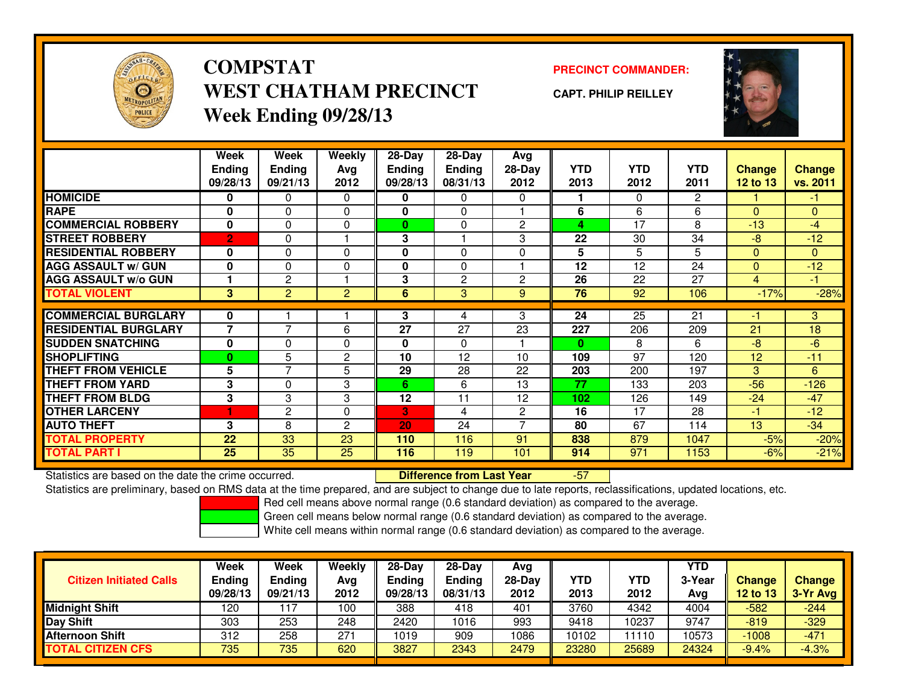# COMPSTAT
# WEST CHATHAM PRECINCT
## Week Ending 09/28/13

**PRECINCT COMMANDER:**

**CAPT. PHILIP REILLEY**

| | Week Ending 09/28/13 | Week Ending 09/21/13 | Weekly Avg 2012 | 28-Day Ending 09/28/13 | 28-Day Ending 08/31/13 | Avg 28-Day 2012 | YTD 2013 | YTD 2012 | YTD 2011 | Change 12 to 13 | Change vs. 2011 |
|---|---|---|---|---|---|---|---|---|---|---|---|
| HOMICIDE | 0 | 0 | 0 | 0 | 0 | 0 | 1 | 0 | 2 | 1 | -1 |
| RAPE | 0 | 0 | 0 | 0 | 0 | 1 | 6 | 6 | 6 | 0 | 0 |
| COMMERCIAL ROBBERY | 0 | 0 | 0 | 0 | 0 | 2 | 4 | 17 | 8 | -13 | -4 |
| STREET ROBBERY | 2 | 0 | 1 | 3 | 1 | 3 | 22 | 30 | 34 | -8 | -12 |
| RESIDENTIAL ROBBERY | 0 | 0 | 0 | 0 | 0 | 0 | 5 | 5 | 5 | 0 | 0 |
| AGG ASSAULT w/ GUN | 0 | 0 | 0 | 0 | 0 | 1 | 12 | 12 | 24 | 0 | -12 |
| AGG ASSAULT w/o GUN | 1 | 2 | 1 | 3 | 2 | 2 | 26 | 22 | 27 | 4 | -1 |
| TOTAL VIOLENT | 3 | 2 | 2 | 6 | 3 | 9 | 76 | 92 | 106 | -17% | -28% |
| COMMERCIAL BURGLARY | 0 | 1 | 1 | 3 | 4 | 3 | 24 | 25 | 21 | -1 | 3 |
| RESIDENTIAL BURGLARY | 7 | 7 | 6 | 27 | 27 | 23 | 227 | 206 | 209 | 21 | 18 |
| SUDDEN SNATCHING | 0 | 0 | 0 | 0 | 0 | 1 | 0 | 8 | 6 | -8 | -6 |
| SHOPLIFTING | 0 | 5 | 2 | 10 | 12 | 10 | 109 | 97 | 120 | 12 | -11 |
| THEFT FROM VEHICLE | 5 | 7 | 5 | 29 | 28 | 22 | 203 | 200 | 197 | 3 | 6 |
| THEFT FROM YARD | 3 | 0 | 3 | 6 | 6 | 13 | 77 | 133 | 203 | -56 | -126 |
| THEFT FROM BLDG | 3 | 3 | 3 | 12 | 11 | 12 | 102 | 126 | 149 | -24 | -47 |
| OTHER LARCENY | 1 | 2 | 0 | 3 | 4 | 2 | 16 | 17 | 28 | -1 | -12 |
| AUTO THEFT | 3 | 8 | 2 | 20 | 24 | 7 | 80 | 67 | 114 | 13 | -34 |
| TOTAL PROPERTY | 22 | 33 | 23 | 110 | 116 | 91 | 838 | 879 | 1047 | -5% | -20% |
| TOTAL PART I | 25 | 35 | 25 | 116 | 119 | 101 | 914 | 971 | 1153 | -6% | -21% |

Statistics are based on the date the crime occurred. **Difference from Last Year** -57

Statistics are preliminary, based on RMS data at the time prepared, and are subject to change due to late reports, reclassifications, updated locations, etc.

Red cell means above normal range (0.6 standard deviation) as compared to the average.
Green cell means below normal range (0.6 standard deviation) as compared to the average.
White cell means within normal range (0.6 standard deviation) as compared to the average.

| Citizen Initiated Calls | Week Ending 09/28/13 | Week Ending 09/21/13 | Weekly Avg 2012 | 28-Day Ending 09/28/13 | 28-Day Ending 08/31/13 | Avg 28-Day 2012 | YTD 2013 | YTD 2012 | YTD 3-Year Avg | Change 12 to 13 | Change 3-Yr Avg |
|---|---|---|---|---|---|---|---|---|---|---|---|
| Midnight Shift | 120 | 117 | 100 | 388 | 418 | 401 | 3760 | 4342 | 4004 | -582 | -244 |
| Day Shift | 303 | 253 | 248 | 2420 | 1016 | 993 | 9418 | 10237 | 9747 | -819 | -329 |
| Afternoon Shift | 312 | 258 | 271 | 1019 | 909 | 1086 | 10102 | 11110 | 10573 | -1008 | -471 |
| TOTAL CITIZEN CFS | 735 | 735 | 620 | 3827 | 2343 | 2479 | 23280 | 25689 | 24324 | -9.4% | -4.3% |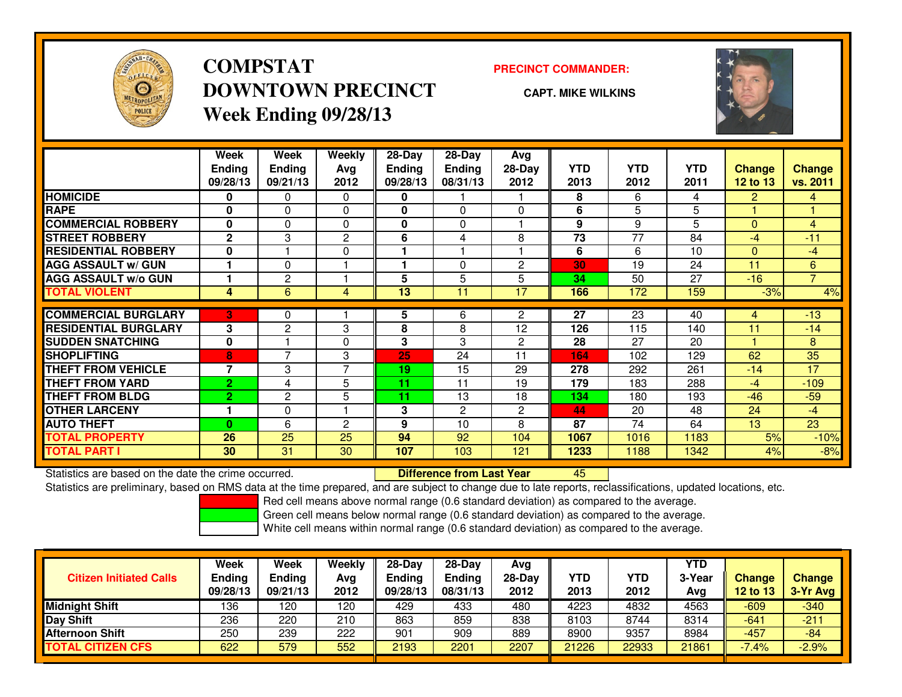# COMPSTAT
# DOWNTOWN PRECINCT
## Week Ending 09/28/13

**PRECINCT COMMANDER:**

**CAPT. MIKE WILKINS**

| | Week Ending 09/28/13 | Week Ending 09/21/13 | Weekly Avg 2012 | 28-Day Ending 09/28/13 | 28-Day Ending 08/31/13 | Avg 28-Day 2012 | YTD 2013 | YTD 2012 | YTD 2011 | Change 12 to 13 | Change vs. 2011 |
|---|---|---|---|---|---|---|---|---|---|---|---|
| HOMICIDE | 0 | 0 | 0 | 0 | 1 | 1 | 8 | 6 | 4 | 2 | 4 |
| RAPE | 0 | 0 | 0 | 0 | 0 | 0 | 6 | 5 | 5 | 1 | 1 |
| COMMERCIAL ROBBERY | 0 | 0 | 0 | 0 | 0 | 1 | 9 | 9 | 5 | 0 | 4 |
| STREET ROBBERY | 2 | 3 | 2 | 6 | 4 | 8 | 73 | 77 | 84 | -4 | -11 |
| RESIDENTIAL ROBBERY | 0 | 1 | 0 | 1 | 1 | 1 | 6 | 6 | 10 | 0 | -4 |
| AGG ASSAULT w/ GUN | 1 | 0 | 1 | 1 | 0 | 2 | 30 | 19 | 24 | 11 | 6 |
| AGG ASSAULT w/o GUN | 1 | 2 | 1 | 5 | 5 | 5 | 34 | 50 | 27 | -16 | 7 |
| TOTAL VIOLENT | 4 | 6 | 4 | 13 | 11 | 17 | 166 | 172 | 159 | -3% | 4% |
| COMMERCIAL BURGLARY | 3 | 0 | 1 | 5 | 6 | 2 | 27 | 23 | 40 | 4 | -13 |
| RESIDENTIAL BURGLARY | 3 | 2 | 3 | 8 | 8 | 12 | 126 | 115 | 140 | 11 | -14 |
| SUDDEN SNATCHING | 0 | 1 | 0 | 3 | 3 | 2 | 28 | 27 | 20 | 1 | 8 |
| SHOPLIFTING | 8 | 7 | 3 | 25 | 24 | 11 | 164 | 102 | 129 | 62 | 35 |
| THEFT FROM VEHICLE | 7 | 3 | 7 | 19 | 15 | 29 | 278 | 292 | 261 | -14 | 17 |
| THEFT FROM YARD | 2 | 4 | 5 | 11 | 11 | 19 | 179 | 183 | 288 | -4 | -109 |
| THEFT FROM BLDG | 2 | 2 | 5 | 11 | 13 | 18 | 134 | 180 | 193 | -46 | -59 |
| OTHER LARCENY | 1 | 0 | 1 | 3 | 2 | 2 | 44 | 20 | 48 | 24 | -4 |
| AUTO THEFT | 0 | 6 | 2 | 9 | 10 | 8 | 87 | 74 | 64 | 13 | 23 |
| TOTAL PROPERTY | 26 | 25 | 25 | 94 | 92 | 104 | 1067 | 1016 | 1183 | 5% | -10% |
| TOTAL PART I | 30 | 31 | 30 | 107 | 103 | 121 | 1233 | 1188 | 1342 | 4% | -8% |

Statistics are based on the date the crime occurred. **Difference from Last Year** 45

Statistics are preliminary, based on RMS data at the time prepared, and are subject to change due to late reports, reclassifications, updated locations, etc.

Red cell means above normal range (0.6 standard deviation) as compared to the average.
Green cell means below normal range (0.6 standard deviation) as compared to the average.
White cell means within normal range (0.6 standard deviation) as compared to the average.

| Citizen Initiated Calls | Week Ending 09/28/13 | Week Ending 09/21/13 | Weekly Avg 2012 | 28-Day Ending 09/28/13 | 28-Day Ending 08/31/13 | Avg 28-Day 2012 | YTD 2013 | YTD 2012 | YTD 3-Year Avg | Change 12 to 13 | Change 3-Yr Avg |
|---|---|---|---|---|---|---|---|---|---|---|---|
| Midnight Shift | 136 | 120 | 120 | 429 | 433 | 480 | 4223 | 4832 | 4563 | -609 | -340 |
| Day Shift | 236 | 220 | 210 | 863 | 859 | 838 | 8103 | 8744 | 8314 | -641 | -211 |
| Afternoon Shift | 250 | 239 | 222 | 901 | 909 | 889 | 8900 | 9357 | 8984 | -457 | -84 |
| TOTAL CITIZEN CFS | 622 | 579 | 552 | 2193 | 2201 | 2207 | 21226 | 22933 | 21861 | -7.4% | -2.9% |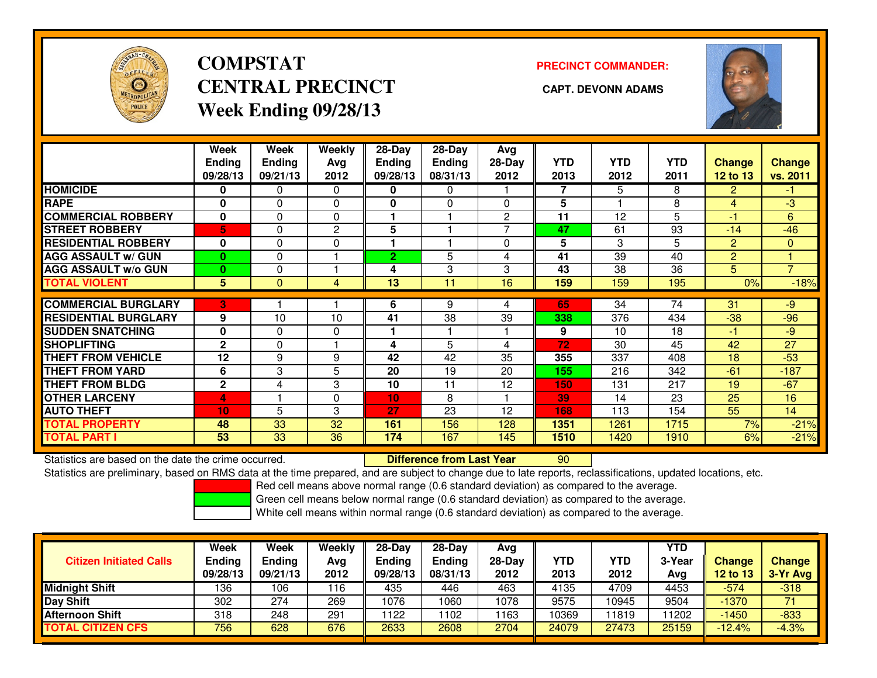# COMPSTAT
# CENTRAL PRECINCT
## Week Ending 09/28/13

**PRECINCT COMMANDER:**

**CAPT. DEVONN ADAMS**

| | Week Ending 09/28/13 | Week Ending 09/21/13 | Weekly Avg 2012 | 28-Day Ending 09/28/13 | 28-Day Ending 08/31/13 | Avg 28-Day 2012 | YTD 2013 | YTD 2012 | YTD 2011 | Change 12 to 13 | Change vs. 2011 |
|---|---|---|---|---|---|---|---|---|---|---|---|
| HOMICIDE | 0 | 0 | 0 | 0 | 0 | 1 | 7 | 5 | 8 | 2 | -1 |
| RAPE | 0 | 0 | 0 | 0 | 0 | 0 | 5 | 1 | 8 | 4 | -3 |
| COMMERCIAL ROBBERY | 0 | 0 | 0 | 1 | 1 | 2 | 11 | 12 | 5 | -1 | 6 |
| STREET ROBBERY | 5 | 0 | 2 | 5 | 1 | 7 | 47 | 61 | 93 | -14 | -46 |
| RESIDENTIAL ROBBERY | 0 | 0 | 0 | 1 | 1 | 0 | 5 | 3 | 5 | 2 | 0 |
| AGG ASSAULT w/ GUN | 0 | 0 | 1 | 2 | 5 | 4 | 41 | 39 | 40 | 2 | 1 |
| AGG ASSAULT w/o GUN | 0 | 0 | 1 | 4 | 3 | 3 | 43 | 38 | 36 | 5 | 7 |
| TOTAL VIOLENT | 5 | 0 | 4 | 13 | 11 | 16 | 159 | 159 | 195 | 0% | -18% |
| COMMERCIAL BURGLARY | 3 | 1 | 1 | 6 | 9 | 4 | 65 | 34 | 74 | 31 | -9 |
| RESIDENTIAL BURGLARY | 9 | 10 | 10 | 41 | 38 | 39 | 338 | 376 | 434 | -38 | -96 |
| SUDDEN SNATCHING | 0 | 0 | 0 | 1 | 1 | 1 | 9 | 10 | 18 | -1 | -9 |
| SHOPLIFTING | 2 | 0 | 1 | 4 | 5 | 4 | 72 | 30 | 45 | 42 | 27 |
| THEFT FROM VEHICLE | 12 | 9 | 9 | 42 | 42 | 35 | 355 | 337 | 408 | 18 | -53 |
| THEFT FROM YARD | 6 | 3 | 5 | 20 | 19 | 20 | 155 | 216 | 342 | -61 | -187 |
| THEFT FROM BLDG | 2 | 4 | 3 | 10 | 11 | 12 | 150 | 131 | 217 | 19 | -67 |
| OTHER LARCENY | 4 | 1 | 0 | 10 | 8 | 1 | 39 | 14 | 23 | 25 | 16 |
| AUTO THEFT | 10 | 5 | 3 | 27 | 23 | 12 | 168 | 113 | 154 | 55 | 14 |
| TOTAL PROPERTY | 48 | 33 | 32 | 161 | 156 | 128 | 1351 | 1261 | 1715 | 7% | -21% |
| TOTAL PART I | 53 | 33 | 36 | 174 | 167 | 145 | 1510 | 1420 | 1910 | 6% | -21% |

Statistics are based on the date the crime occurred. **Difference from Last Year** 90

Statistics are preliminary, based on RMS data at the time prepared, and are subject to change due to late reports, reclassifications, updated locations, etc.

Red cell means above normal range (0.6 standard deviation) as compared to the average.
Green cell means below normal range (0.6 standard deviation) as compared to the average.
White cell means within normal range (0.6 standard deviation) as compared to the average.

| Citizen Initiated Calls | Week Ending 09/28/13 | Week Ending 09/21/13 | Weekly Avg 2012 | 28-Day Ending 09/28/13 | 28-Day Ending 08/31/13 | Avg 28-Day 2012 | YTD 2013 | YTD 2012 | YTD 3-Year Avg | Change 12 to 13 | Change 3-Yr Avg |
|---|---|---|---|---|---|---|---|---|---|---|---|
| Midnight Shift | 136 | 106 | 116 | 435 | 446 | 463 | 4135 | 4709 | 4453 | -574 | -318 |
| Day Shift | 302 | 274 | 269 | 1076 | 1060 | 1078 | 9575 | 10945 | 9504 | -1370 | 71 |
| Afternoon Shift | 318 | 248 | 291 | 1122 | 1102 | 1163 | 10369 | 11819 | 11202 | -1450 | -833 |
| TOTAL CITIZEN CFS | 756 | 628 | 676 | 2633 | 2608 | 2704 | 24079 | 27473 | 25159 | -12.4% | -4.3% |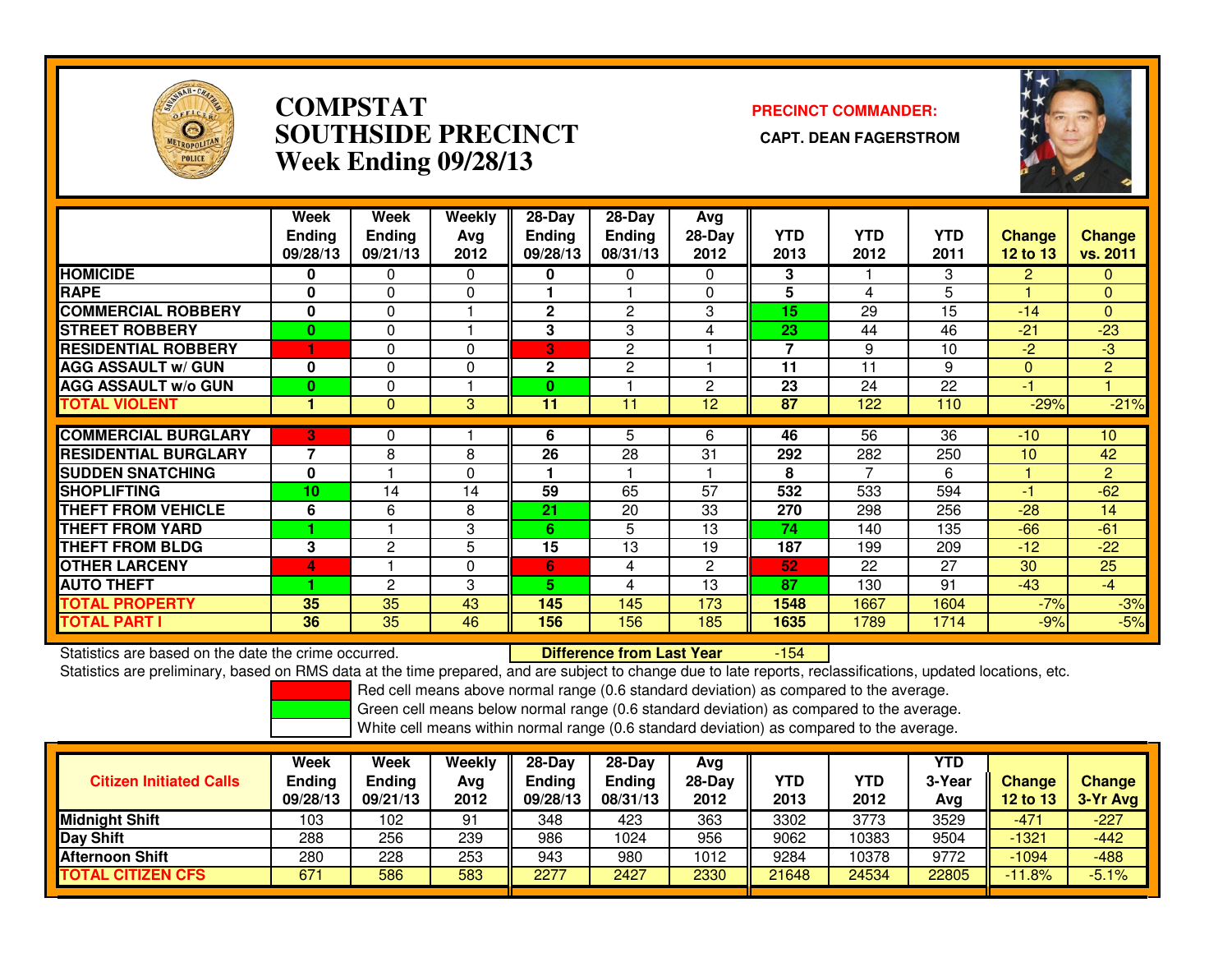# COMPSTAT
# SOUTHSIDE PRECINCT
# Week Ending 09/28/13

**PRECINCT COMMANDER:**

**CAPT. DEAN FAGERSTROM**

| | Week Ending 09/28/13 | Week Ending 09/21/13 | Weekly Avg 2012 | 28-Day Ending 09/28/13 | 28-Day Ending 08/31/13 | Avg 28-Day 2012 | YTD 2013 | YTD 2012 | YTD 2011 | Change 12 to 13 | Change vs. 2011 |
|---|---|---|---|---|---|---|---|---|---|---|---|
| HOMICIDE | 0 | 0 | 0 | 0 | 0 | 0 | 3 | 1 | 3 | 2 | 0 |
| RAPE | 0 | 0 | 0 | 1 | 1 | 0 | 5 | 4 | 5 | 1 | 0 |
| COMMERCIAL ROBBERY | 0 | 0 | 1 | 2 | 2 | 3 | 15 | 29 | 15 | -14 | 0 |
| STREET ROBBERY | 0 | 0 | 1 | 3 | 3 | 4 | 23 | 44 | 46 | -21 | -23 |
| RESIDENTIAL ROBBERY | 1 | 0 | 0 | 3 | 2 | 1 | 7 | 9 | 10 | -2 | -3 |
| AGG ASSAULT w/ GUN | 0 | 0 | 0 | 2 | 2 | 1 | 11 | 11 | 9 | 0 | 2 |
| AGG ASSAULT w/o GUN | 0 | 0 | 1 | 0 | 1 | 2 | 23 | 24 | 22 | -1 | 1 |
| TOTAL VIOLENT | 1 | 0 | 3 | 11 | 11 | 12 | 87 | 122 | 110 | -29% | -21% |
| COMMERCIAL BURGLARY | 3 | 0 | 1 | 6 | 5 | 6 | 46 | 56 | 36 | -10 | 10 |
| RESIDENTIAL BURGLARY | 7 | 8 | 8 | 26 | 28 | 31 | 292 | 282 | 250 | 10 | 42 |
| SUDDEN SNATCHING | 0 | 1 | 0 | 1 | 1 | 1 | 8 | 7 | 6 | 1 | 2 |
| SHOPLIFTING | 10 | 14 | 14 | 59 | 65 | 57 | 532 | 533 | 594 | -1 | -62 |
| THEFT FROM VEHICLE | 6 | 6 | 8 | 21 | 20 | 33 | 270 | 298 | 256 | -28 | 14 |
| THEFT FROM YARD | 1 | 1 | 3 | 6 | 5 | 13 | 74 | 140 | 135 | -66 | -61 |
| THEFT FROM BLDG | 3 | 2 | 5 | 15 | 13 | 19 | 187 | 199 | 209 | -12 | -22 |
| OTHER LARCENY | 4 | 1 | 0 | 6 | 4 | 2 | 52 | 22 | 27 | 30 | 25 |
| AUTO THEFT | 1 | 2 | 3 | 5 | 4 | 13 | 87 | 130 | 91 | -43 | -4 |
| TOTAL PROPERTY | 35 | 35 | 43 | 145 | 145 | 173 | 1548 | 1667 | 1604 | -7% | -3% |
| TOTAL PART I | 36 | 35 | 46 | 156 | 156 | 185 | 1635 | 1789 | 1714 | -9% | -5% |

Statistics are based on the date the crime occurred. **Difference from Last Year** -154

Statistics are preliminary, based on RMS data at the time prepared, and are subject to change due to late reports, reclassifications, updated locations, etc.

Red cell means above normal range (0.6 standard deviation) as compared to the average.
Green cell means below normal range (0.6 standard deviation) as compared to the average.
White cell means within normal range (0.6 standard deviation) as compared to the average.

| Citizen Initiated Calls | Week Ending 09/28/13 | Week Ending 09/21/13 | Weekly Avg 2012 | 28-Day Ending 09/28/13 | 28-Day Ending 08/31/13 | Avg 28-Day 2012 | YTD 2013 | YTD 2012 | YTD 3-Year Avg | Change 12 to 13 | Change 3-Yr Avg |
|---|---|---|---|---|---|---|---|---|---|---|---|
| Midnight Shift | 103 | 102 | 91 | 348 | 423 | 363 | 3302 | 3773 | 3529 | -471 | -227 |
| Day Shift | 288 | 256 | 239 | 986 | 1024 | 956 | 9062 | 10383 | 9504 | -1321 | -442 |
| Afternoon Shift | 280 | 228 | 253 | 943 | 980 | 1012 | 9284 | 10378 | 9772 | -1094 | -488 |
| TOTAL CITIZEN CFS | 671 | 586 | 583 | 2277 | 2427 | 2330 | 21648 | 24534 | 22805 | -11.8% | -5.1% |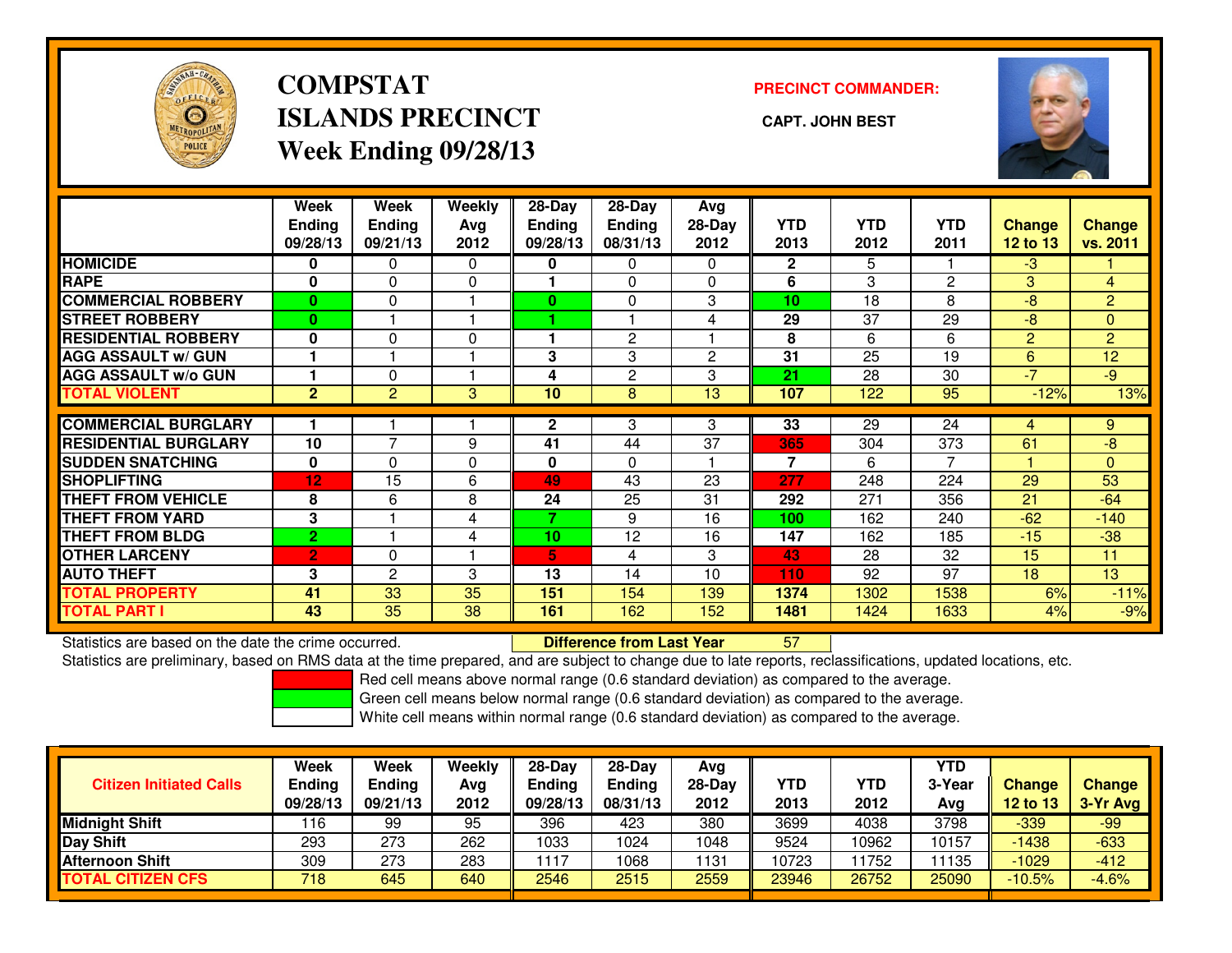# COMPSTAT ISLANDS PRECINCT
# Week Ending 09/28/13

**PRECINCT COMMANDER:**

**CAPT. JOHN BEST**

| | Week Ending 09/28/13 | Week Ending 09/21/13 | Weekly Avg 2012 | 28-Day Ending 09/28/13 | 28-Day Ending 08/31/13 | Avg 28-Day 2012 | YTD 2013 | YTD 2012 | YTD 2011 | Change 12 to 13 | Change vs. 2011 |
|---|---|---|---|---|---|---|---|---|---|---|---|
| HOMICIDE | 0 | 0 | 0 | 0 | 0 | 0 | 2 | 5 | 1 | -3 | 1 |
| RAPE | 0 | 0 | 0 | 1 | 0 | 0 | 6 | 3 | 2 | 3 | 4 |
| COMMERCIAL ROBBERY | 0 | 0 | 1 | 0 | 0 | 3 | 10 | 18 | 8 | -8 | 2 |
| STREET ROBBERY | 0 | 1 | 1 | 1 | 1 | 4 | 29 | 37 | 29 | -8 | 0 |
| RESIDENTIAL ROBBERY | 0 | 0 | 0 | 1 | 2 | 1 | 8 | 6 | 6 | 2 | 2 |
| AGG ASSAULT w/ GUN | 1 | 1 | 1 | 3 | 3 | 2 | 31 | 25 | 19 | 6 | 12 |
| AGG ASSAULT w/o GUN | 1 | 0 | 1 | 4 | 2 | 3 | 21 | 28 | 30 | -7 | -9 |
| TOTAL VIOLENT | 2 | 2 | 3 | 10 | 8 | 13 | 107 | 122 | 95 | -12% | 13% |
| COMMERCIAL BURGLARY | 1 | 1 | 1 | 2 | 3 | 3 | 33 | 29 | 24 | 4 | 9 |
| RESIDENTIAL BURGLARY | 10 | 7 | 9 | 41 | 44 | 37 | 365 | 304 | 373 | 61 | -8 |
| SUDDEN SNATCHING | 0 | 0 | 0 | 0 | 0 | 1 | 7 | 6 | 7 | 1 | 0 |
| SHOPLIFTING | 12 | 15 | 6 | 49 | 43 | 23 | 277 | 248 | 224 | 29 | 53 |
| THEFT FROM VEHICLE | 8 | 6 | 8 | 24 | 25 | 31 | 292 | 271 | 356 | 21 | -64 |
| THEFT FROM YARD | 3 | 1 | 4 | 7 | 9 | 16 | 100 | 162 | 240 | -62 | -140 |
| THEFT FROM BLDG | 2 | 1 | 4 | 10 | 12 | 16 | 147 | 162 | 185 | -15 | -38 |
| OTHER LARCENY | 2 | 0 | 1 | 5 | 4 | 3 | 43 | 28 | 32 | 15 | 11 |
| AUTO THEFT | 3 | 2 | 3 | 13 | 14 | 10 | 110 | 92 | 97 | 18 | 13 |
| TOTAL PROPERTY | 41 | 33 | 35 | 151 | 154 | 139 | 1374 | 1302 | 1538 | 6% | -11% |
| TOTAL PART I | 43 | 35 | 38 | 161 | 162 | 152 | 1481 | 1424 | 1633 | 4% | -9% |

Statistics are based on the date the crime occurred. **Difference from Last Year** 57

Statistics are preliminary, based on RMS data at the time prepared, and are subject to change due to late reports, reclassifications, updated locations, etc.

Red cell means above normal range (0.6 standard deviation) as compared to the average.
Green cell means below normal range (0.6 standard deviation) as compared to the average.
White cell means within normal range (0.6 standard deviation) as compared to the average.

| Citizen Initiated Calls | Week Ending 09/28/13 | Week Ending 09/21/13 | Weekly Avg 2012 | 28-Day Ending 09/28/13 | 28-Day Ending 08/31/13 | Avg 28-Day 2012 | YTD 2013 | YTD 2012 | YTD 3-Year Avg | Change 12 to 13 | Change 3-Yr Avg |
|---|---|---|---|---|---|---|---|---|---|---|---|
| Midnight Shift | 116 | 99 | 95 | 396 | 423 | 380 | 3699 | 4038 | 3798 | -339 | -99 |
| Day Shift | 293 | 273 | 262 | 1033 | 1024 | 1048 | 9524 | 10962 | 10157 | -1438 | -633 |
| Afternoon Shift | 309 | 273 | 283 | 1117 | 1068 | 1131 | 10723 | 11752 | 11135 | -1029 | -412 |
| TOTAL CITIZEN CFS | 718 | 645 | 640 | 2546 | 2515 | 2559 | 23946 | 26752 | 25090 | -10.5% | -4.6% |